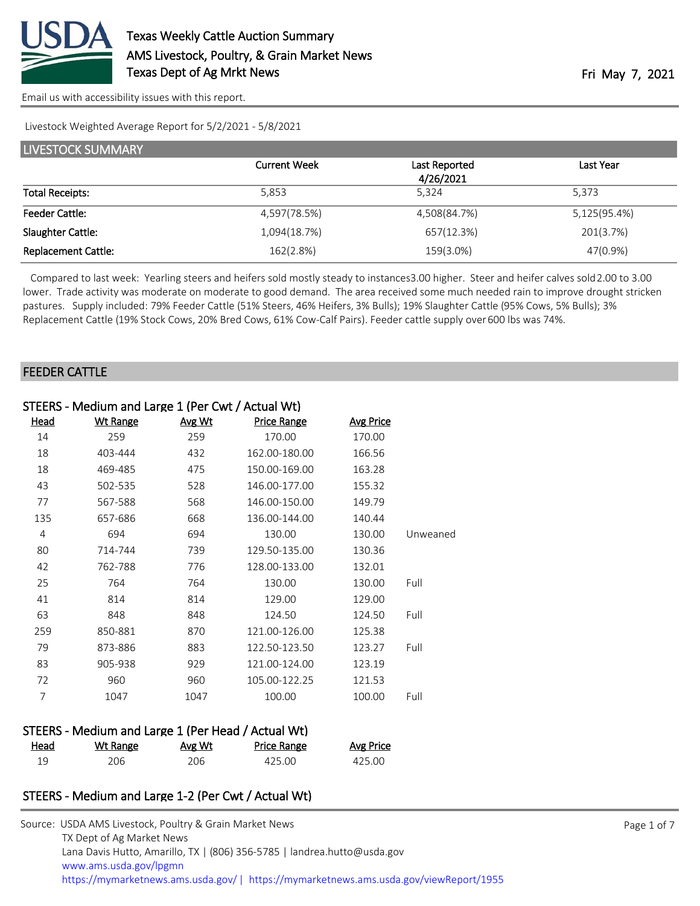# Texas Weekly Cattle Auction Summary

AMS Livestock, Poultry, & Grain Market News

Texas Dept of Ag Mrkt News

Fri May 7, 2021

Email us with accessibility issues with this report.

Livestock Weighted Average Report for 5/2/2021 - 5/8/2021

## LIVESTOCK SUMMARY

| | Current Week | Last Reported 4/26/2021 | Last Year |
|---|---|---|---|
| Total Receipts: | 5,853 | 5,324 | 5,373 |
| Feeder Cattle: | 4,597(78.5%) | 4,508(84.7%) | 5,125(95.4%) |
| Slaughter Cattle: | 1,094(18.7%) | 657(12.3%) | 201(3.7%) |
| Replacement Cattle: | 162(2.8%) | 159(3.0%) | 47(0.9%) |

Compared to last week: Yearling steers and heifers sold mostly steady to instances3.00 higher. Steer and heifer calves sold2.00 to 3.00 lower. Trade activity was moderate on moderate to good demand. The area received some much needed rain to improve drought stricken pastures. Supply included: 79% Feeder Cattle (51% Steers, 46% Heifers, 3% Bulls); 19% Slaughter Cattle (95% Cows, 5% Bulls); 3% Replacement Cattle (19% Stock Cows, 20% Bred Cows, 61% Cow-Calf Pairs). Feeder cattle supply over 600 lbs was 74%.

## FEEDER CATTLE

### STEERS - Medium and Large 1 (Per Cwt / Actual Wt)

| Head | Wt Range | Avg Wt | Price Range | Avg Price | |
|---|---|---|---|---|---|
| 14 | 259 | 259 | 170.00 | 170.00 | |
| 18 | 403-444 | 432 | 162.00-180.00 | 166.56 | |
| 18 | 469-485 | 475 | 150.00-169.00 | 163.28 | |
| 43 | 502-535 | 528 | 146.00-177.00 | 155.32 | |
| 77 | 567-588 | 568 | 146.00-150.00 | 149.79 | |
| 135 | 657-686 | 668 | 136.00-144.00 | 140.44 | |
| 4 | 694 | 694 | 130.00 | 130.00 | Unweaned |
| 80 | 714-744 | 739 | 129.50-135.00 | 130.36 | |
| 42 | 762-788 | 776 | 128.00-133.00 | 132.01 | |
| 25 | 764 | 764 | 130.00 | 130.00 | Full |
| 41 | 814 | 814 | 129.00 | 129.00 | |
| 63 | 848 | 848 | 124.50 | 124.50 | Full |
| 259 | 850-881 | 870 | 121.00-126.00 | 125.38 | |
| 79 | 873-886 | 883 | 122.50-123.50 | 123.27 | Full |
| 83 | 905-938 | 929 | 121.00-124.00 | 123.19 | |
| 72 | 960 | 960 | 105.00-122.25 | 121.53 | |
| 7 | 1047 | 1047 | 100.00 | 100.00 | Full |

### STEERS - Medium and Large 1 (Per Head / Actual Wt)

| Head | Wt Range | Avg Wt | Price Range | Avg Price |
|---|---|---|---|---|
| 19 | 206 | 206 | 425.00 | 425.00 |

### STEERS - Medium and Large 1-2 (Per Cwt / Actual Wt)

Source: USDA AMS Livestock, Poultry & Grain Market News
TX Dept of Ag Market News
Lana Davis Hutto, Amarillo, TX | (806) 356-5785 | landrea.hutto@usda.gov
www.ams.usda.gov/lpgmn
https://mymarketnews.ams.usda.gov/ | https://mymarketnews.ams.usda.gov/viewReport/1955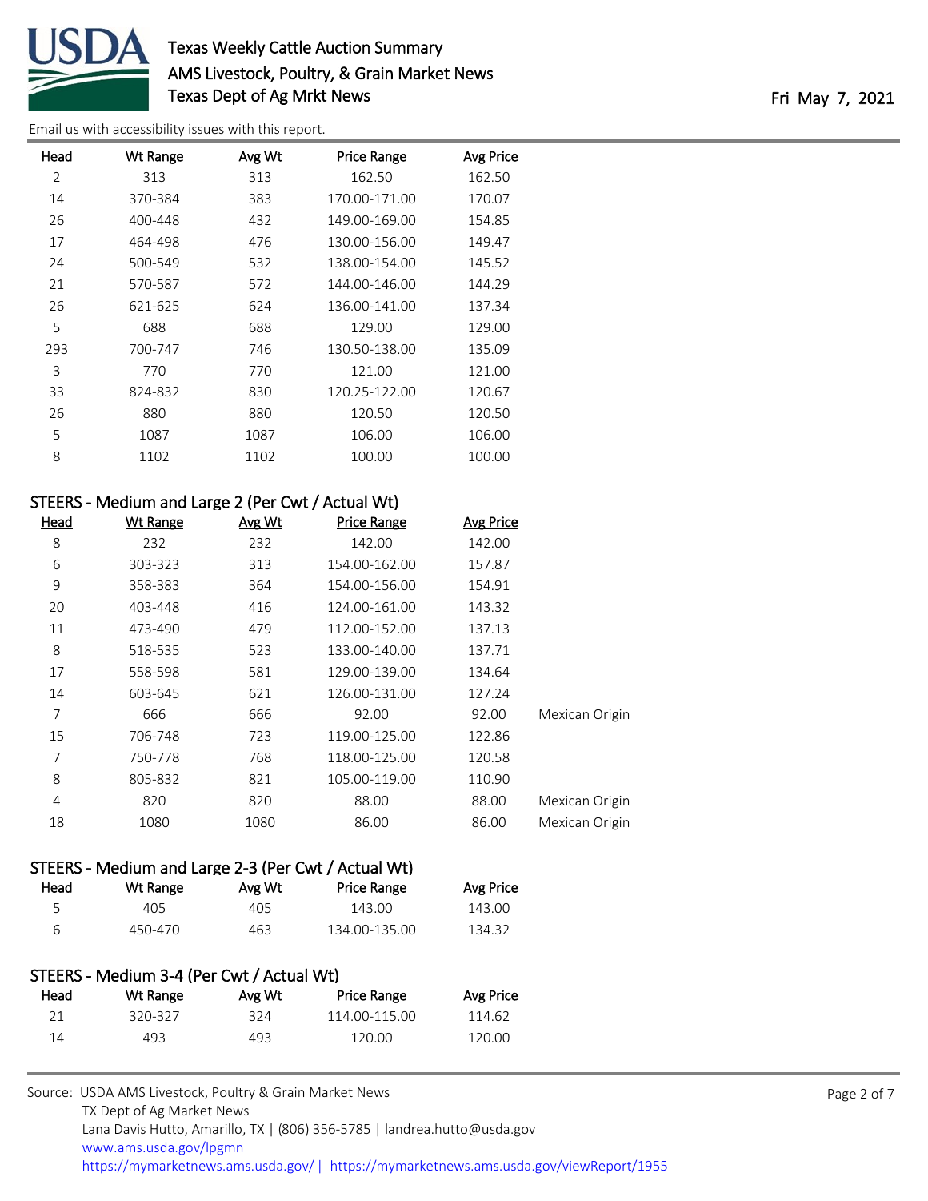| Head | Wt Range | Avg Wt | Price Range | Avg Price | |
|---|---|---|---|---|---|
| 2 | 313 | 313 | 162.50 | 162.50 | |
| 14 | 370-384 | 383 | 170.00-171.00 | 170.07 | |
| 26 | 400-448 | 432 | 149.00-169.00 | 154.85 | |
| 17 | 464-498 | 476 | 130.00-156.00 | 149.47 | |
| 24 | 500-549 | 532 | 138.00-154.00 | 145.52 | |
| 21 | 570-587 | 572 | 144.00-146.00 | 144.29 | |
| 26 | 621-625 | 624 | 136.00-141.00 | 137.34 | |
| 5 | 688 | 688 | 129.00 | 129.00 | |
| 293 | 700-747 | 746 | 130.50-138.00 | 135.09 | |
| 3 | 770 | 770 | 121.00 | 121.00 | |
| 33 | 824-832 | 830 | 120.25-122.00 | 120.67 | |
| 26 | 880 | 880 | 120.50 | 120.50 | |
| 5 | 1087 | 1087 | 106.00 | 106.00 | |
| 8 | 1102 | 1102 | 100.00 | 100.00 | |

## STEERS - Medium and Large 2 (Per Cwt / Actual Wt)

| Head | Wt Range | Avg Wt | Price Range | Avg Price | |
|---|---|---|---|---|---|
| 8 | 232 | 232 | 142.00 | 142.00 | |
| 6 | 303-323 | 313 | 154.00-162.00 | 157.87 | |
| 9 | 358-383 | 364 | 154.00-156.00 | 154.91 | |
| 20 | 403-448 | 416 | 124.00-161.00 | 143.32 | |
| 11 | 473-490 | 479 | 112.00-152.00 | 137.13 | |
| 8 | 518-535 | 523 | 133.00-140.00 | 137.71 | |
| 17 | 558-598 | 581 | 129.00-139.00 | 134.64 | |
| 14 | 603-645 | 621 | 126.00-131.00 | 127.24 | |
| 7 | 666 | 666 | 92.00 | 92.00 | Mexican Origin |
| 15 | 706-748 | 723 | 119.00-125.00 | 122.86 | |
| 7 | 750-778 | 768 | 118.00-125.00 | 120.58 | |
| 8 | 805-832 | 821 | 105.00-119.00 | 110.90 | |
| 4 | 820 | 820 | 88.00 | 88.00 | Mexican Origin |
| 18 | 1080 | 1080 | 86.00 | 86.00 | Mexican Origin |

## STEERS - Medium and Large 2-3 (Per Cwt / Actual Wt)

| Head | Wt Range | Avg Wt | Price Range | Avg Price |
|---|---|---|---|---|
| 5 | 405 | 405 | 143.00 | 143.00 |
| 6 | 450-470 | 463 | 134.00-135.00 | 134.32 |

## STEERS - Medium 3-4 (Per Cwt / Actual Wt)

| Head | Wt Range | Avg Wt | Price Range | Avg Price |
|---|---|---|---|---|
| 21 | 320-327 | 324 | 114.00-115.00 | 114.62 |
| 14 | 493 | 493 | 120.00 | 120.00 |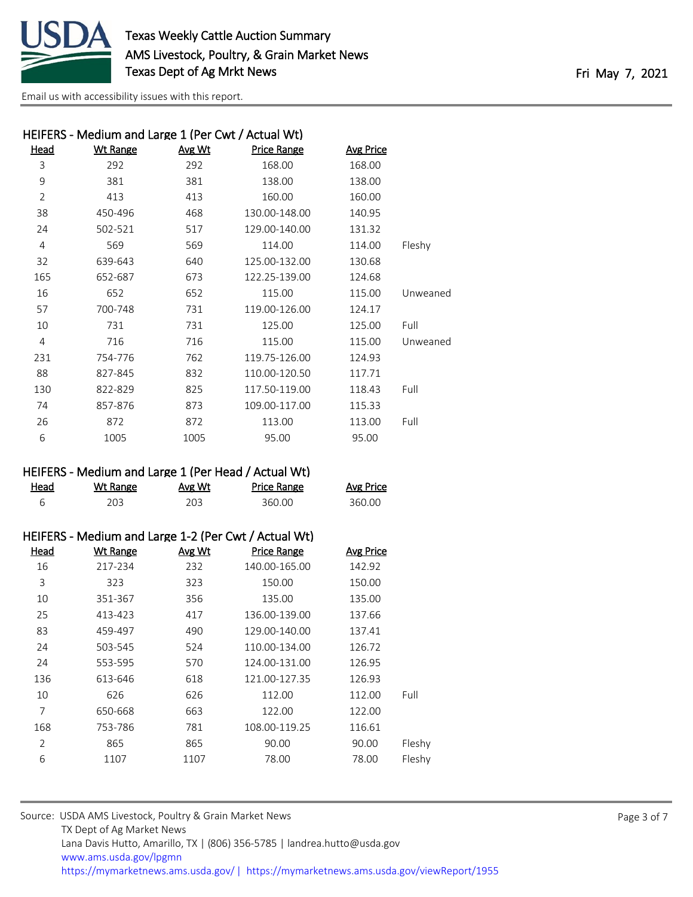## HEIFERS - Medium and Large 1 (Per Cwt / Actual Wt)

| Head | Wt Range | Avg Wt | Price Range | Avg Price | |
|---|---|---|---|---|---|
| 3 | 292 | 292 | 168.00 | 168.00 | |
| 9 | 381 | 381 | 138.00 | 138.00 | |
| 2 | 413 | 413 | 160.00 | 160.00 | |
| 38 | 450-496 | 468 | 130.00-148.00 | 140.95 | |
| 24 | 502-521 | 517 | 129.00-140.00 | 131.32 | |
| 4 | 569 | 569 | 114.00 | 114.00 | Fleshy |
| 32 | 639-643 | 640 | 125.00-132.00 | 130.68 | |
| 165 | 652-687 | 673 | 122.25-139.00 | 124.68 | |
| 16 | 652 | 652 | 115.00 | 115.00 | Unweaned |
| 57 | 700-748 | 731 | 119.00-126.00 | 124.17 | |
| 10 | 731 | 731 | 125.00 | 125.00 | Full |
| 4 | 716 | 716 | 115.00 | 115.00 | Unweaned |
| 231 | 754-776 | 762 | 119.75-126.00 | 124.93 | |
| 88 | 827-845 | 832 | 110.00-120.50 | 117.71 | |
| 130 | 822-829 | 825 | 117.50-119.00 | 118.43 | Full |
| 74 | 857-876 | 873 | 109.00-117.00 | 115.33 | |
| 26 | 872 | 872 | 113.00 | 113.00 | Full |
| 6 | 1005 | 1005 | 95.00 | 95.00 | |

## HEIFERS - Medium and Large 1 (Per Head / Actual Wt)

| Head | Wt Range | Avg Wt | Price Range | Avg Price |
|---|---|---|---|---|
| 6 | 203 | 203 | 360.00 | 360.00 |

## HEIFERS - Medium and Large 1-2 (Per Cwt / Actual Wt)

| Head | Wt Range | Avg Wt | Price Range | Avg Price | |
|---|---|---|---|---|---|
| 16 | 217-234 | 232 | 140.00-165.00 | 142.92 | |
| 3 | 323 | 323 | 150.00 | 150.00 | |
| 10 | 351-367 | 356 | 135.00 | 135.00 | |
| 25 | 413-423 | 417 | 136.00-139.00 | 137.66 | |
| 83 | 459-497 | 490 | 129.00-140.00 | 137.41 | |
| 24 | 503-545 | 524 | 110.00-134.00 | 126.72 | |
| 24 | 553-595 | 570 | 124.00-131.00 | 126.95 | |
| 136 | 613-646 | 618 | 121.00-127.35 | 126.93 | |
| 10 | 626 | 626 | 112.00 | 112.00 | Full |
| 7 | 650-668 | 663 | 122.00 | 122.00 | |
| 168 | 753-786 | 781 | 108.00-119.25 | 116.61 | |
| 2 | 865 | 865 | 90.00 | 90.00 | Fleshy |
| 6 | 1107 | 1107 | 78.00 | 78.00 | Fleshy |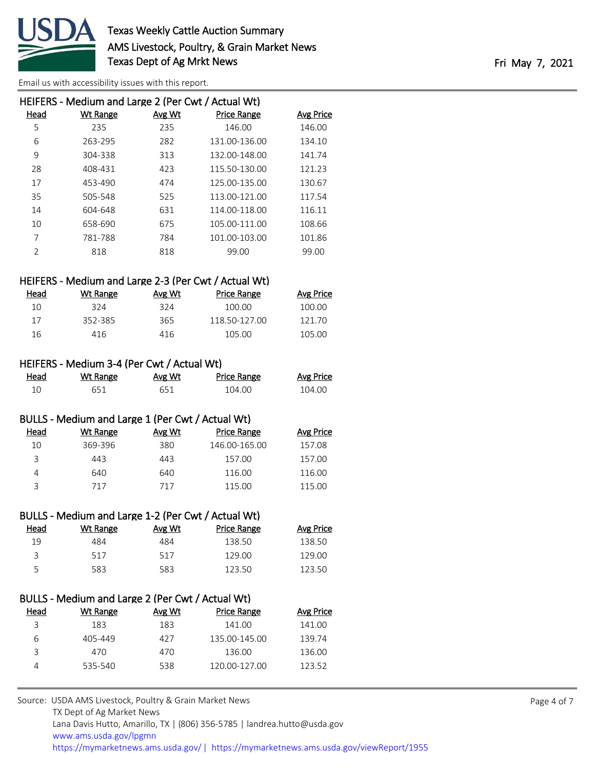### HEIFERS - Medium and Large 2 (Per Cwt / Actual Wt)

| Head | Wt Range | Avg Wt | Price Range | Avg Price |
|---|---|---|---|---|
| 5 | 235 | 235 | 146.00 | 146.00 |
| 6 | 263-295 | 282 | 131.00-136.00 | 134.10 |
| 9 | 304-338 | 313 | 132.00-148.00 | 141.74 |
| 28 | 408-431 | 423 | 115.50-130.00 | 121.23 |
| 17 | 453-490 | 474 | 125.00-135.00 | 130.67 |
| 35 | 505-548 | 525 | 113.00-121.00 | 117.54 |
| 14 | 604-648 | 631 | 114.00-118.00 | 116.11 |
| 10 | 658-690 | 675 | 105.00-111.00 | 108.66 |
| 7 | 781-788 | 784 | 101.00-103.00 | 101.86 |
| 2 | 818 | 818 | 99.00 | 99.00 |

### HEIFERS - Medium and Large 2-3 (Per Cwt / Actual Wt)

| Head | Wt Range | Avg Wt | Price Range | Avg Price |
|---|---|---|---|---|
| 10 | 324 | 324 | 100.00 | 100.00 |
| 17 | 352-385 | 365 | 118.50-127.00 | 121.70 |
| 16 | 416 | 416 | 105.00 | 105.00 |

### HEIFERS - Medium 3-4 (Per Cwt / Actual Wt)

| Head | Wt Range | Avg Wt | Price Range | Avg Price |
|---|---|---|---|---|
| 10 | 651 | 651 | 104.00 | 104.00 |

### BULLS - Medium and Large 1 (Per Cwt / Actual Wt)

| Head | Wt Range | Avg Wt | Price Range | Avg Price |
|---|---|---|---|---|
| 10 | 369-396 | 380 | 146.00-165.00 | 157.08 |
| 3 | 443 | 443 | 157.00 | 157.00 |
| 4 | 640 | 640 | 116.00 | 116.00 |
| 3 | 717 | 717 | 115.00 | 115.00 |

### BULLS - Medium and Large 1-2 (Per Cwt / Actual Wt)

| Head | Wt Range | Avg Wt | Price Range | Avg Price |
|---|---|---|---|---|
| 19 | 484 | 484 | 138.50 | 138.50 |
| 3 | 517 | 517 | 129.00 | 129.00 |
| 5 | 583 | 583 | 123.50 | 123.50 |

### BULLS - Medium and Large 2 (Per Cwt / Actual Wt)

| Head | Wt Range | Avg Wt | Price Range | Avg Price |
|---|---|---|---|---|
| 3 | 183 | 183 | 141.00 | 141.00 |
| 6 | 405-449 | 427 | 135.00-145.00 | 139.74 |
| 3 | 470 | 470 | 136.00 | 136.00 |
| 4 | 535-540 | 538 | 120.00-127.00 | 123.52 |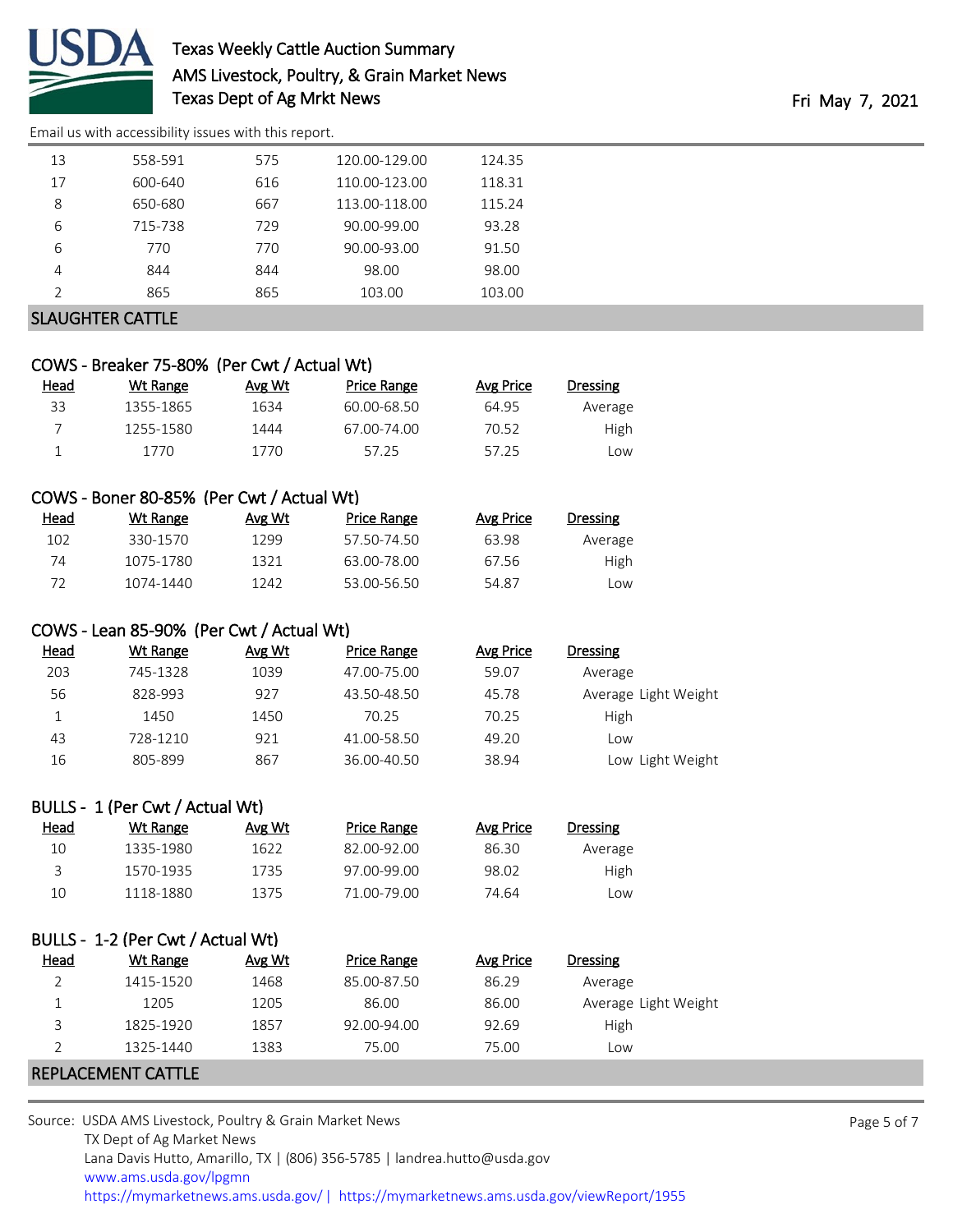| | | | | |
|---|---|---|---|---|
| 13 | 558-591 | 575 | 120.00-129.00 | 124.35 |
| 17 | 600-640 | 616 | 110.00-123.00 | 118.31 |
| 8 | 650-680 | 667 | 113.00-118.00 | 115.24 |
| 6 | 715-738 | 729 | 90.00-99.00 | 93.28 |
| 6 | 770 | 770 | 90.00-93.00 | 91.50 |
| 4 | 844 | 844 | 98.00 | 98.00 |
| 2 | 865 | 865 | 103.00 | 103.00 |

## SLAUGHTER CATTLE

### COWS - Breaker 75-80% (Per Cwt / Actual Wt)

| Head | Wt Range | Avg Wt | Price Range | Avg Price | Dressing |
|---|---|---|---|---|---|
| 33 | 1355-1865 | 1634 | 60.00-68.50 | 64.95 | Average |
| 7 | 1255-1580 | 1444 | 67.00-74.00 | 70.52 | High |
| 1 | 1770 | 1770 | 57.25 | 57.25 | Low |

### COWS - Boner 80-85% (Per Cwt / Actual Wt)

| Head | Wt Range | Avg Wt | Price Range | Avg Price | Dressing |
|---|---|---|---|---|---|
| 102 | 330-1570 | 1299 | 57.50-74.50 | 63.98 | Average |
| 74 | 1075-1780 | 1321 | 63.00-78.00 | 67.56 | High |
| 72 | 1074-1440 | 1242 | 53.00-56.50 | 54.87 | Low |

### COWS - Lean 85-90% (Per Cwt / Actual Wt)

| Head | Wt Range | Avg Wt | Price Range | Avg Price | Dressing |
|---|---|---|---|---|---|
| 203 | 745-1328 | 1039 | 47.00-75.00 | 59.07 | Average |
| 56 | 828-993 | 927 | 43.50-48.50 | 45.78 | Average Light Weight |
| 1 | 1450 | 1450 | 70.25 | 70.25 | High |
| 43 | 728-1210 | 921 | 41.00-58.50 | 49.20 | Low |
| 16 | 805-899 | 867 | 36.00-40.50 | 38.94 | Low Light Weight |

### BULLS - 1 (Per Cwt / Actual Wt)

| Head | Wt Range | Avg Wt | Price Range | Avg Price | Dressing |
|---|---|---|---|---|---|
| 10 | 1335-1980 | 1622 | 82.00-92.00 | 86.30 | Average |
| 3 | 1570-1935 | 1735 | 97.00-99.00 | 98.02 | High |
| 10 | 1118-1880 | 1375 | 71.00-79.00 | 74.64 | Low |

### BULLS - 1-2 (Per Cwt / Actual Wt)

| Head | Wt Range | Avg Wt | Price Range | Avg Price | Dressing |
|---|---|---|---|---|---|
| 2 | 1415-1520 | 1468 | 85.00-87.50 | 86.29 | Average |
| 1 | 1205 | 1205 | 86.00 | 86.00 | Average Light Weight |
| 3 | 1825-1920 | 1857 | 92.00-94.00 | 92.69 | High |
| 2 | 1325-1440 | 1383 | 75.00 | 75.00 | Low |

## REPLACEMENT CATTLE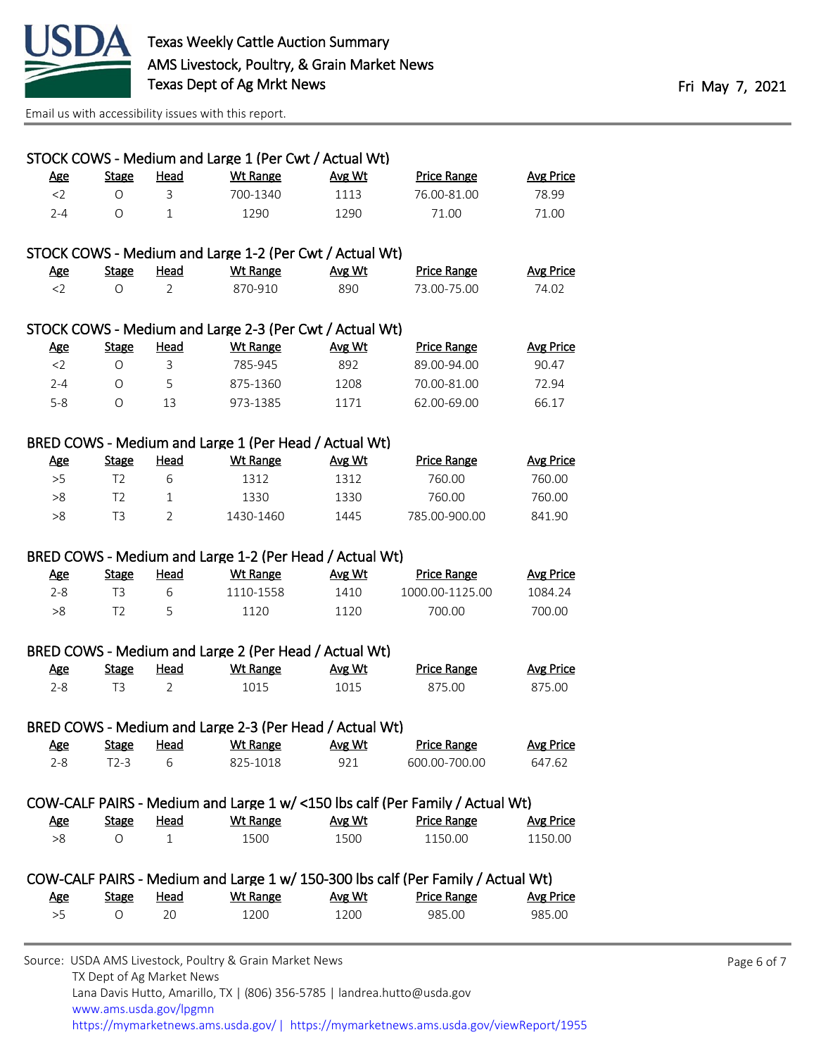## STOCK COWS - Medium and Large 1 (Per Cwt / Actual Wt)

| Age | Stage | Head | Wt Range | Avg Wt | Price Range | Avg Price |
|---|---|---|---|---|---|---|
| <2 | O | 3 | 700-1340 | 1113 | 76.00-81.00 | 78.99 |
| 2-4 | O | 1 | 1290 | 1290 | 71.00 | 71.00 |

## STOCK COWS - Medium and Large 1-2 (Per Cwt / Actual Wt)

| Age | Stage | Head | Wt Range | Avg Wt | Price Range | Avg Price |
|---|---|---|---|---|---|---|
| <2 | O | 2 | 870-910 | 890 | 73.00-75.00 | 74.02 |

## STOCK COWS - Medium and Large 2-3 (Per Cwt / Actual Wt)

| Age | Stage | Head | Wt Range | Avg Wt | Price Range | Avg Price |
|---|---|---|---|---|---|---|
| <2 | O | 3 | 785-945 | 892 | 89.00-94.00 | 90.47 |
| 2-4 | O | 5 | 875-1360 | 1208 | 70.00-81.00 | 72.94 |
| 5-8 | O | 13 | 973-1385 | 1171 | 62.00-69.00 | 66.17 |

## BRED COWS - Medium and Large 1 (Per Head / Actual Wt)

| Age | Stage | Head | Wt Range | Avg Wt | Price Range | Avg Price |
|---|---|---|---|---|---|---|
| >5 | T2 | 6 | 1312 | 1312 | 760.00 | 760.00 |
| >8 | T2 | 1 | 1330 | 1330 | 760.00 | 760.00 |
| >8 | T3 | 2 | 1430-1460 | 1445 | 785.00-900.00 | 841.90 |

## BRED COWS - Medium and Large 1-2 (Per Head / Actual Wt)

| Age | Stage | Head | Wt Range | Avg Wt | Price Range | Avg Price |
|---|---|---|---|---|---|---|
| 2-8 | T3 | 6 | 1110-1558 | 1410 | 1000.00-1125.00 | 1084.24 |
| >8 | T2 | 5 | 1120 | 1120 | 700.00 | 700.00 |

## BRED COWS - Medium and Large 2 (Per Head / Actual Wt)

| Age | Stage | Head | Wt Range | Avg Wt | Price Range | Avg Price |
|---|---|---|---|---|---|---|
| 2-8 | T3 | 2 | 1015 | 1015 | 875.00 | 875.00 |

## BRED COWS - Medium and Large 2-3 (Per Head / Actual Wt)

| Age | Stage | Head | Wt Range | Avg Wt | Price Range | Avg Price |
|---|---|---|---|---|---|---|
| 2-8 | T2-3 | 6 | 825-1018 | 921 | 600.00-700.00 | 647.62 |

## COW-CALF PAIRS - Medium and Large 1 w/ <150 lbs calf (Per Family / Actual Wt)

| Age | Stage | Head | Wt Range | Avg Wt | Price Range | Avg Price |
|---|---|---|---|---|---|---|
| >8 | O | 1 | 1500 | 1500 | 1150.00 | 1150.00 |

## COW-CALF PAIRS - Medium and Large 1 w/ 150-300 lbs calf (Per Family / Actual Wt)

| Age | Stage | Head | Wt Range | Avg Wt | Price Range | Avg Price |
|---|---|---|---|---|---|---|
| >5 | O | 20 | 1200 | 1200 | 985.00 | 985.00 |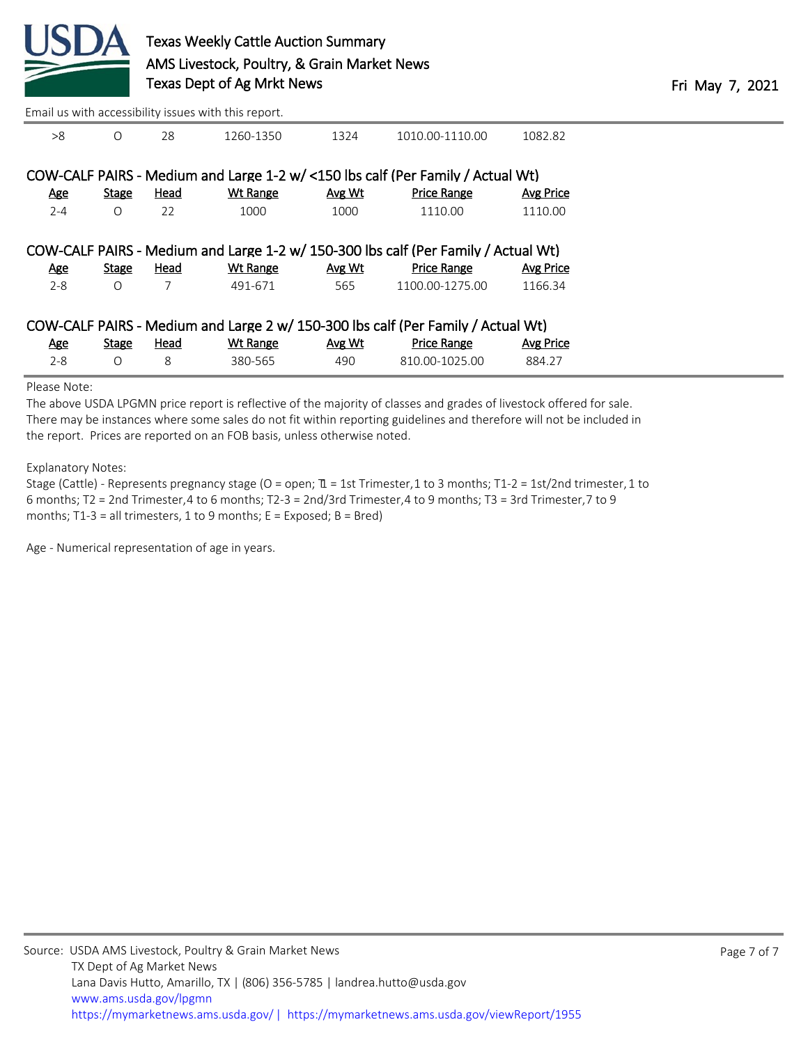| | | | | | | |
|---|---|---|---|---|---|---|
| >8 | O | 28 | 1260-1350 | 1324 | 1010.00-1110.00 | 1082.82 |

### COW-CALF PAIRS - Medium and Large 1-2 w/ <150 lbs calf (Per Family / Actual Wt)

| Age | Stage | Head | Wt Range | Avg Wt | Price Range | Avg Price |
|---|---|---|---|---|---|---|
| 2-4 | O | 22 | 1000 | 1000 | 1110.00 | 1110.00 |

### COW-CALF PAIRS - Medium and Large 1-2 w/ 150-300 lbs calf (Per Family / Actual Wt)

| Age | Stage | Head | Wt Range | Avg Wt | Price Range | Avg Price |
|---|---|---|---|---|---|---|
| 2-8 | O | 7 | 491-671 | 565 | 1100.00-1275.00 | 1166.34 |

### COW-CALF PAIRS - Medium and Large 2 w/ 150-300 lbs calf (Per Family / Actual Wt)

| Age | Stage | Head | Wt Range | Avg Wt | Price Range | Avg Price |
|---|---|---|---|---|---|---|
| 2-8 | O | 8 | 380-565 | 490 | 810.00-1025.00 | 884.27 |

Please Note:

The above USDA LPGMN price report is reflective of the majority of classes and grades of livestock offered for sale. There may be instances where some sales do not fit within reporting guidelines and therefore will not be included in the report. Prices are reported on an FOB basis, unless otherwise noted.

Explanatory Notes:

Stage (Cattle) - Represents pregnancy stage (O = open; T1 = 1st Trimester,1 to 3 months; T1-2 = 1st/2nd trimester, 1 to 6 months; T2 = 2nd Trimester,4 to 6 months; T2-3 = 2nd/3rd Trimester,4 to 9 months; T3 = 3rd Trimester,7 to 9 months; T1-3 = all trimesters, 1 to 9 months; E = Exposed; B = Bred)

Age - Numerical representation of age in years.

Source: USDA AMS Livestock, Poultry & Grain Market News
TX Dept of Ag Market News
Lana Davis Hutto, Amarillo, TX | (806) 356-5785 | landrea.hutto@usda.gov
www.ams.usda.gov/lpgmn
https://mymarketnews.ams.usda.gov/ | https://mymarketnews.ams.usda.gov/viewReport/1955